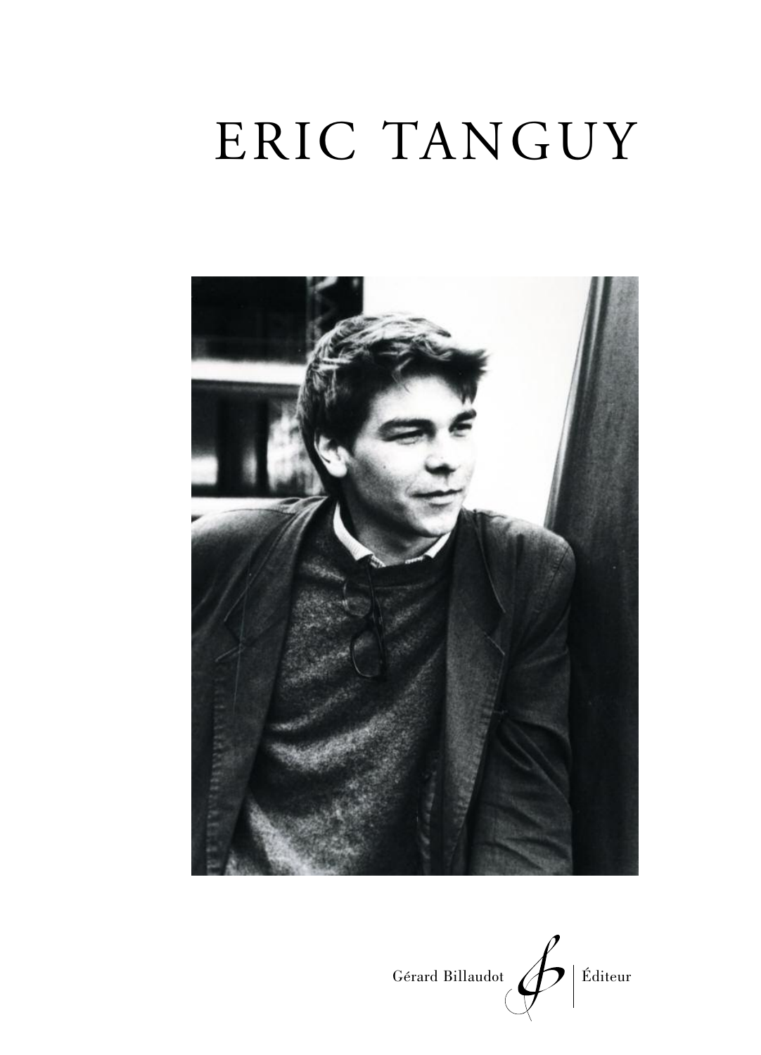# ERIC TANGUY

Gérard Billaudot | Éditeur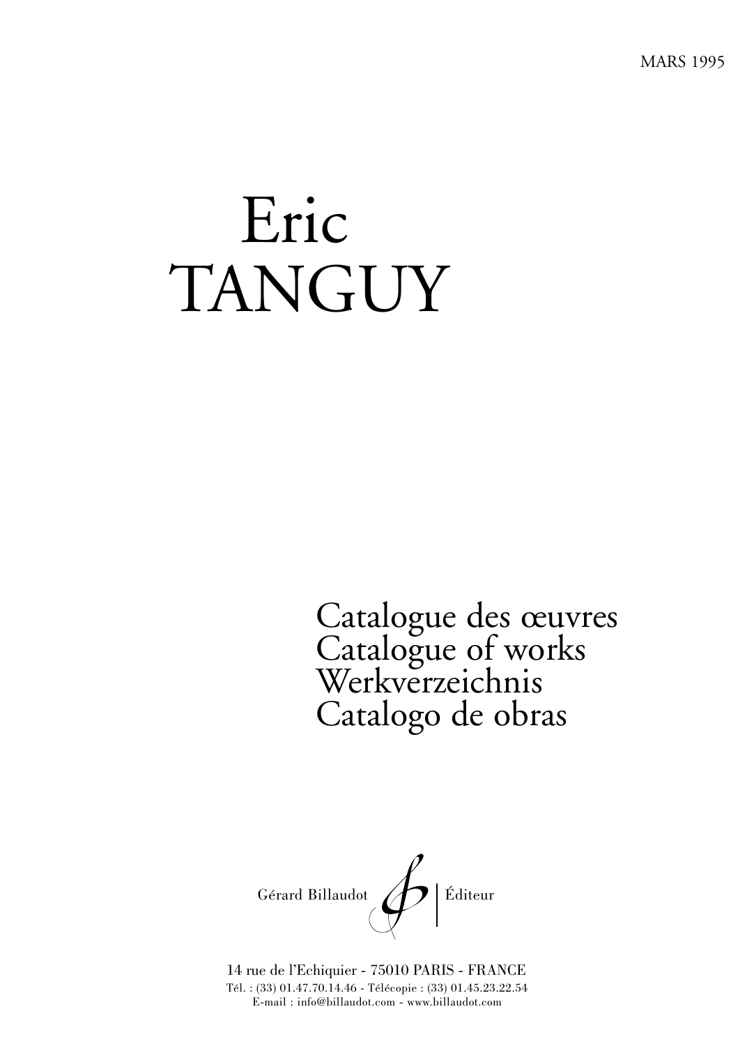MARS 1995

# Eric
# TANGUY

Catalogue des œuvres
Catalogue of works
Werkverzeichnis
Catalogo de obras

Gérard Billaudot | Éditeur

14 rue de l'Echiquier - 75010 PARIS - FRANCE
Tél. : (33) 01.47.70.14.46 - Télécopie : (33) 01.45.23.22.54
E-mail : info@billaudot.com - www.billaudot.com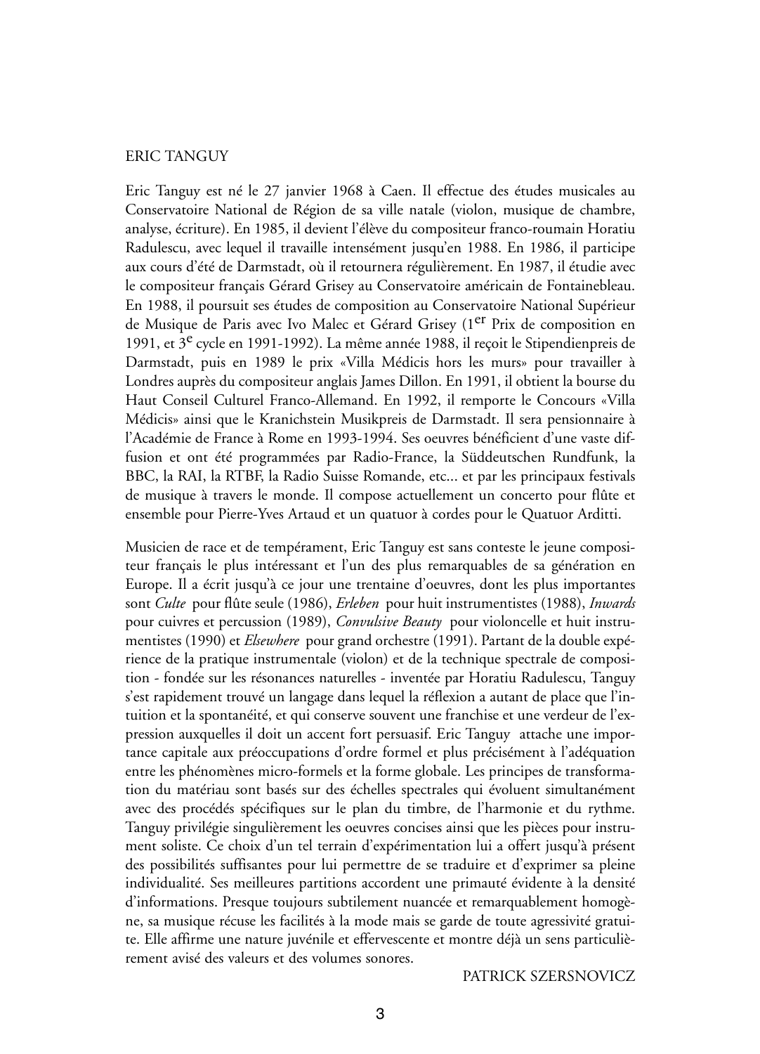## ERIC TANGUY

Eric Tanguy est né le 27 janvier 1968 à Caen. Il effectue des études musicales au Conservatoire National de Région de sa ville natale (violon, musique de chambre, analyse, écriture). En 1985, il devient l'élève du compositeur franco-roumain Horatiu Radulescu, avec lequel il travaille intensément jusqu'en 1988. En 1986, il participe aux cours d'été de Darmstadt, où il retournera régulièrement. En 1987, il étudie avec le compositeur français Gérard Grisey au Conservatoire américain de Fontainebleau. En 1988, il poursuit ses études de composition au Conservatoire National Supérieur de Musique de Paris avec Ivo Malec et Gérard Grisey (1^er^ Prix de composition en 1991, et 3^e^ cycle en 1991-1992). La même année 1988, il reçoit le Stipendienpreis de Darmstadt, puis en 1989 le prix «Villa Médicis hors les murs» pour travailler à Londres auprès du compositeur anglais James Dillon. En 1991, il obtient la bourse du Haut Conseil Culturel Franco-Allemand. En 1992, il remporte le Concours «Villa Médicis» ainsi que le Kranichstein Musikpreis de Darmstadt. Il sera pensionnaire à l'Académie de France à Rome en 1993-1994. Ses oeuvres bénéficient d'une vaste diffusion et ont été programmées par Radio-France, la Süddeutschen Rundfunk, la BBC, la RAI, la RTBF, la Radio Suisse Romande, etc... et par les principaux festivals de musique à travers le monde. Il compose actuellement un concerto pour flûte et ensemble pour Pierre-Yves Artaud et un quatuor à cordes pour le Quatuor Arditti.

Musicien de race et de tempérament, Eric Tanguy est sans conteste le jeune compositeur français le plus intéressant et l'un des plus remarquables de sa génération en Europe. Il a écrit jusqu'à ce jour une trentaine d'oeuvres, dont les plus importantes sont *Culte* pour flûte seule (1986), *Erleben* pour huit instrumentistes (1988), *Inwards* pour cuivres et percussion (1989), *Convulsive Beauty* pour violoncelle et huit instrumentistes (1990) et *Elsewhere* pour grand orchestre (1991). Partant de la double expérience de la pratique instrumentale (violon) et de la technique spectrale de composition - fondée sur les résonances naturelles - inventée par Horatiu Radulescu, Tanguy s'est rapidement trouvé un langage dans lequel la réflexion a autant de place que l'intuition et la spontanéité, et qui conserve souvent une franchise et une verdeur de l'expression auxquelles il doit un accent fort persuasif. Eric Tanguy attache une importance capitale aux préoccupations d'ordre formel et plus précisément à l'adéquation entre les phénomènes micro-formels et la forme globale. Les principes de transformation du matériau sont basés sur des échelles spectrales qui évoluent simultanément avec des procédés spécifiques sur le plan du timbre, de l'harmonie et du rythme. Tanguy privilégie singulièrement les oeuvres concises ainsi que les pièces pour instrument soliste. Ce choix d'un tel terrain d'expérimentation lui a offert jusqu'à présent des possibilités suffisantes pour lui permettre de se traduire et d'exprimer sa pleine individualité. Ses meilleures partitions accordent une primauté évidente à la densité d'informations. Presque toujours subtilement nuancée et remarquablement homogène, sa musique récuse les facilités à la mode mais se garde de toute agressivité gratuite. Elle affirme une nature juvénile et effervescente et montre déjà un sens particulièrement avisé des valeurs et des volumes sonores.

PATRICK SZERSNOVICZ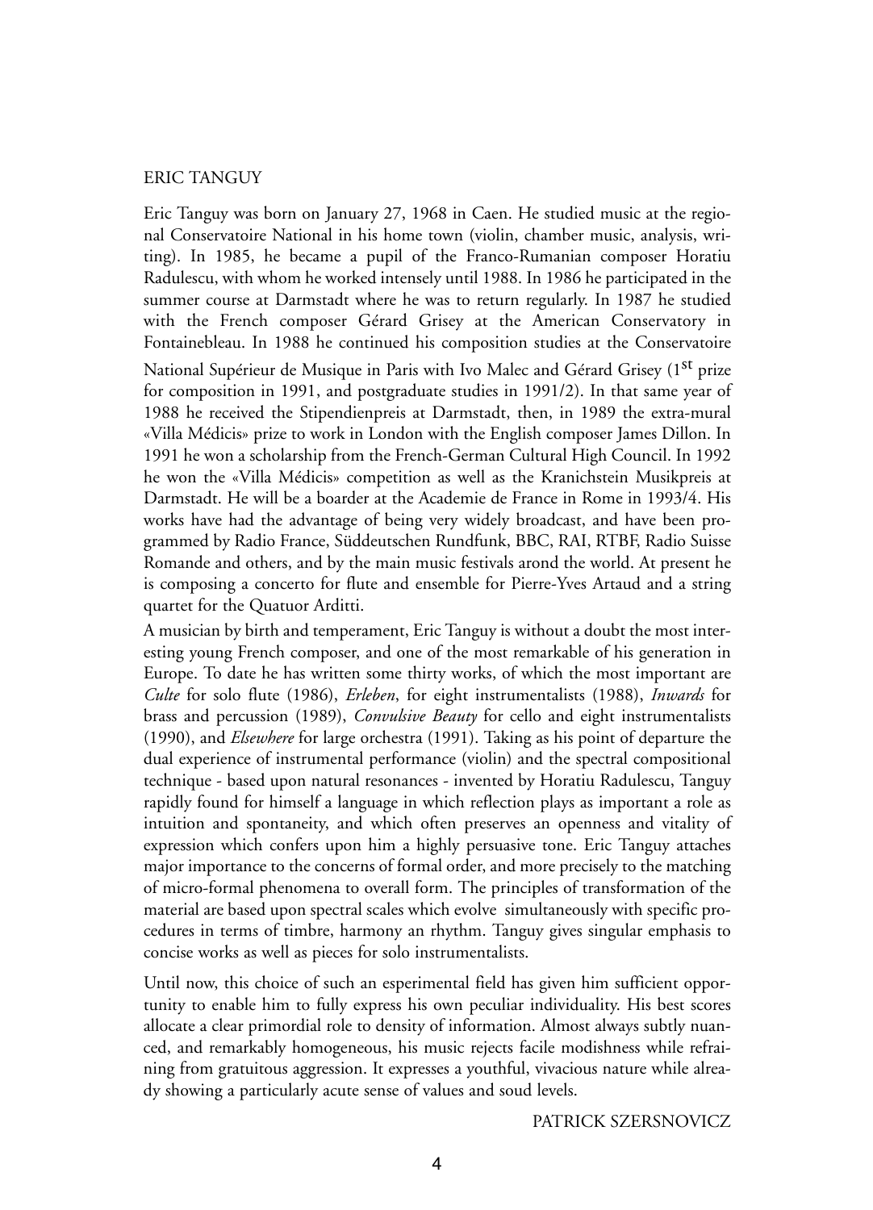## ERIC TANGUY

Eric Tanguy was born on January 27, 1968 in Caen. He studied music at the regional Conservatoire National in his home town (violin, chamber music, analysis, writing). In 1985, he became a pupil of the Franco-Rumanian composer Horatiu Radulescu, with whom he worked intensely until 1988. In 1986 he participated in the summer course at Darmstadt where he was to return regularly. In 1987 he studied with the French composer Gérard Grisey at the American Conservatory in Fontainebleau. In 1988 he continued his composition studies at the Conservatoire National Supérieur de Musique in Paris with Ivo Malec and Gérard Grisey (1st prize for composition in 1991, and postgraduate studies in 1991/2). In that same year of 1988 he received the Stipendienpreis at Darmstadt, then, in 1989 the extra-mural «Villa Médicis» prize to work in London with the English composer James Dillon. In 1991 he won a scholarship from the French-German Cultural High Council. In 1992 he won the «Villa Médicis» competition as well as the Kranichstein Musikpreis at Darmstadt. He will be a boarder at the Academie de France in Rome in 1993/4. His works have had the advantage of being very widely broadcast, and have been programmed by Radio France, Süddeutschen Rundfunk, BBC, RAI, RTBF, Radio Suisse Romande and others, and by the main music festivals arond the world. At present he is composing a concerto for flute and ensemble for Pierre-Yves Artaud and a string quartet for the Quatuor Arditti.

A musician by birth and temperament, Eric Tanguy is without a doubt the most interesting young French composer, and one of the most remarkable of his generation in Europe. To date he has written some thirty works, of which the most important are *Culte* for solo flute (1986), *Erleben*, for eight instrumentalists (1988), *Inwards* for brass and percussion (1989), *Convulsive Beauty* for cello and eight instrumentalists (1990), and *Elsewhere* for large orchestra (1991). Taking as his point of departure the dual experience of instrumental performance (violin) and the spectral compositional technique - based upon natural resonances - invented by Horatiu Radulescu, Tanguy rapidly found for himself a language in which reflection plays as important a role as intuition and spontaneity, and which often preserves an openness and vitality of expression which confers upon him a highly persuasive tone. Eric Tanguy attaches major importance to the concerns of formal order, and more precisely to the matching of micro-formal phenomena to overall form. The principles of transformation of the material are based upon spectral scales which evolve simultaneously with specific procedures in terms of timbre, harmony an rhythm. Tanguy gives singular emphasis to concise works as well as pieces for solo instrumentalists.

Until now, this choice of such an esperimental field has given him sufficient opportunity to enable him to fully express his own peculiar individuality. His best scores allocate a clear primordial role to density of information. Almost always subtly nuanced, and remarkably homogeneous, his music rejects facile modishness while refraining from gratuitous aggression. It expresses a youthful, vivacious nature while already showing a particularly acute sense of values and soud levels.

PATRICK SZERSNOVICZ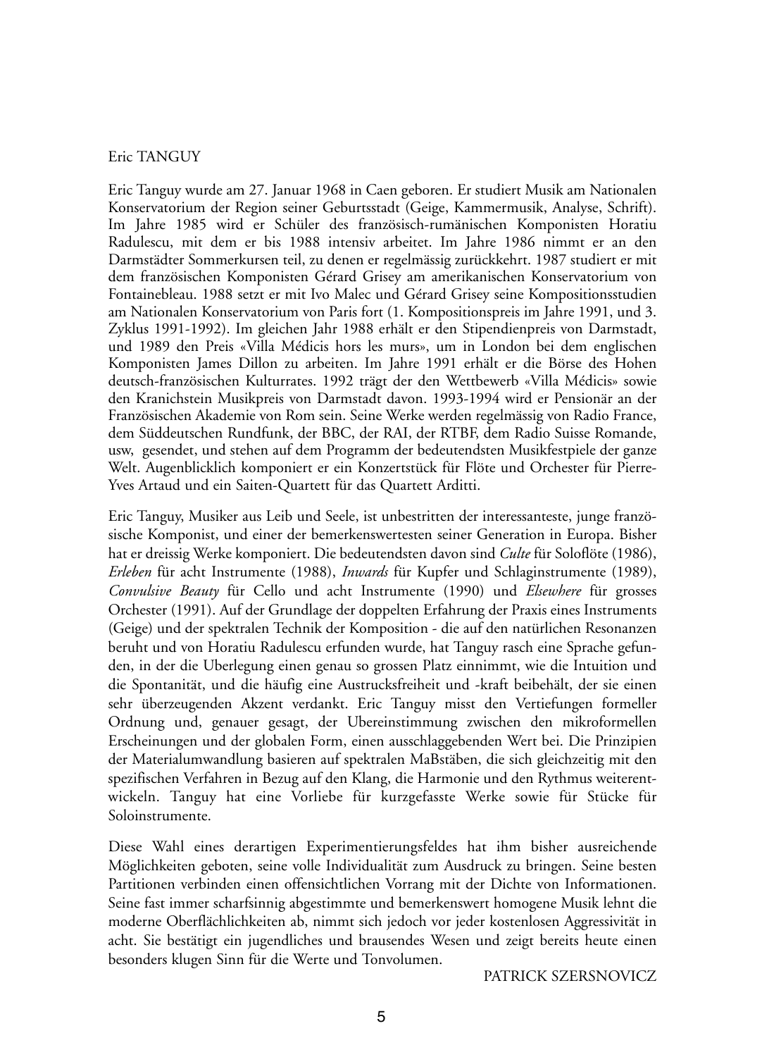Eric TANGUY

Eric Tanguy wurde am 27. Januar 1968 in Caen geboren. Er studiert Musik am Nationalen Konservatorium der Region seiner Geburtsstadt (Geige, Kammermusik, Analyse, Schrift). Im Jahre 1985 wird er Schüler des französisch-rumänischen Komponisten Horatiu Radulescu, mit dem er bis 1988 intensiv arbeitet. Im Jahre 1986 nimmt er an den Darmstädter Sommerkursen teil, zu denen er regelmässig zurückkehrt. 1987 studiert er mit dem französischen Komponisten Gérard Grisey am amerikanischen Konservatorium von Fontainebleau. 1988 setzt er mit Ivo Malec und Gérard Grisey seine Kompositionsstudien am Nationalen Konservatorium von Paris fort (1. Kompositionspreis im Jahre 1991, und 3. Zyklus 1991-1992). Im gleichen Jahr 1988 erhält er den Stipendienpreis von Darmstadt, und 1989 den Preis «Villa Médicis hors les murs», um in London bei dem englischen Komponisten James Dillon zu arbeiten. Im Jahre 1991 erhält er die Börse des Hohen deutsch-französischen Kulturrates. 1992 trägt der den Wettbewerb «Villa Médicis» sowie den Kranichstein Musikpreis von Darmstadt davon. 1993-1994 wird er Pensionär an der Französischen Akademie von Rom sein. Seine Werke werden regelmässig von Radio France, dem Süddeutschen Rundfunk, der BBC, der RAI, der RTBF, dem Radio Suisse Romande, usw, gesendet, und stehen auf dem Programm der bedeutendsten Musikfestspiele der ganze Welt. Augenblicklich komponiert er ein Konzertstück für Flöte und Orchester für Pierre-Yves Artaud und ein Saiten-Quartett für das Quartett Arditti.

Eric Tanguy, Musiker aus Leib und Seele, ist unbestritten der interessanteste, junge französische Komponist, und einer der bemerkenswertesten seiner Generation in Europa. Bisher hat er dreissig Werke komponiert. Die bedeutendsten davon sind *Culte* für Soloflöte (1986), *Erleben* für acht Instrumente (1988), *Inwards* für Kupfer und Schlaginstrumente (1989), *Convulsive Beauty* für Cello und acht Instrumente (1990) und *Elsewhere* für grosses Orchester (1991). Auf der Grundlage der doppelten Erfahrung der Praxis eines Instruments (Geige) und der spektralen Technik der Komposition - die auf den natürlichen Resonanzen beruht und von Horatiu Radulescu erfunden wurde, hat Tanguy rasch eine Sprache gefunden, in der die Uberlegung einen genau so grossen Platz einnimmt, wie die Intuition und die Spontanität, und die häufig eine Austrucksfreiheit und -kraft beibehält, der sie einen sehr überzeugenden Akzent verdankt. Eric Tanguy misst den Vertiefungen formeller Ordnung und, genauer gesagt, der Ubereinstimmung zwischen den mikroformellen Erscheinungen und der globalen Form, einen ausschlaggebenden Wert bei. Die Prinzipien der Materialumwandlung basieren auf spektralen MaBstäben, die sich gleichzeitig mit den spezifischen Verfahren in Bezug auf den Klang, die Harmonie und den Rythmus weiterentwickeln. Tanguy hat eine Vorliebe für kurzgefasste Werke sowie für Stücke für Soloinstrumente.

Diese Wahl eines derartigen Experimentierungsfeldes hat ihm bisher ausreichende Möglichkeiten geboten, seine volle Individualität zum Ausdruck zu bringen. Seine besten Partitionen verbinden einen offensichtlichen Vorrang mit der Dichte von Informationen. Seine fast immer scharfsinnig abgestimmte und bemerkenswert homogene Musik lehnt die moderne Oberflächlichkeiten ab, nimmt sich jedoch vor jeder kostenlosen Aggressivität in acht. Sie bestätigt ein jugendliches und brausendes Wesen und zeigt bereits heute einen besonders klugen Sinn für die Werte und Tonvolumen.

PATRICK SZERSNOVICZ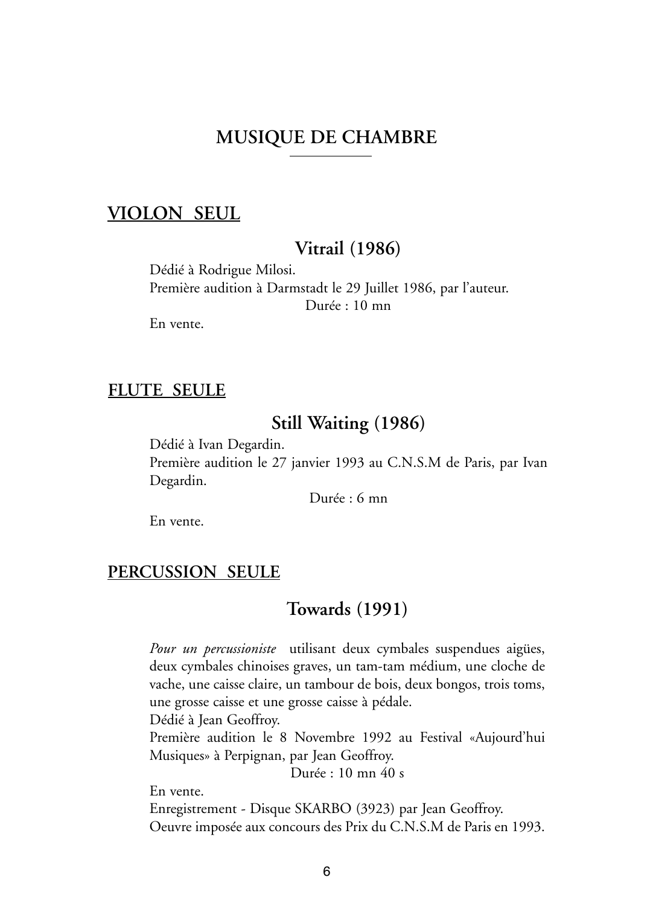# MUSIQUE DE CHAMBRE

## VIOLON SEUL

### Vitrail (1986)

Dédié à Rodrigue Milosi.
Première audition à Darmstadt le 29 Juillet 1986, par l'auteur.
Durée : 10 mn
En vente.

## FLUTE SEULE

### Still Waiting (1986)

Dédié à Ivan Degardin.
Première audition le 27 janvier 1993 au C.N.S.M de Paris, par Ivan Degardin.
Durée : 6 mn
En vente.

## PERCUSSION SEULE

### Towards (1991)

*Pour un percussioniste* utilisant deux cymbales suspendues aigües, deux cymbales chinoises graves, un tam-tam médium, une cloche de vache, une caisse claire, un tambour de bois, deux bongos, trois toms, une grosse caisse et une grosse caisse à pédale.
Dédié à Jean Geoffroy.
Première audition le 8 Novembre 1992 au Festival «Aujourd'hui Musiques» à Perpignan, par Jean Geoffroy.
Durée : 10 mn 40 s
En vente.
Enregistrement - Disque SKARBO (3923) par Jean Geoffroy.
Oeuvre imposée aux concours des Prix du C.N.S.M de Paris en 1993.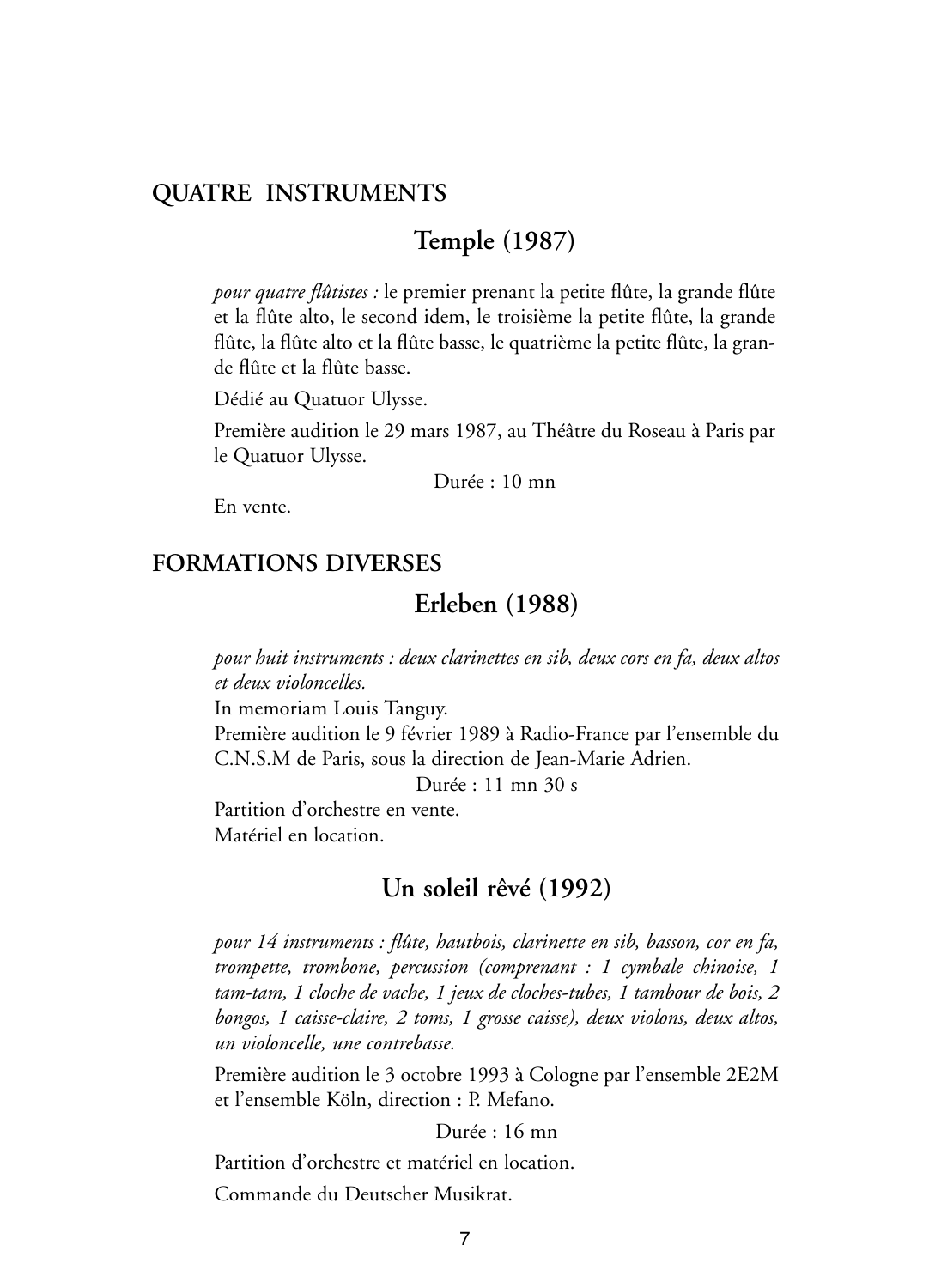## QUATRE INSTRUMENTS

### Temple (1987)

*pour quatre flûtistes :* le premier prenant la petite flûte, la grande flûte et la flûte alto, le second idem, le troisième la petite flûte, la grande flûte, la flûte alto et la flûte basse, le quatrième la petite flûte, la grande flûte et la flûte basse.

Dédié au Quatuor Ulysse.

Première audition le 29 mars 1987, au Théâtre du Roseau à Paris par le Quatuor Ulysse.

Durée : 10 mn

En vente.

## FORMATIONS DIVERSES

### Erleben (1988)

*pour huit instruments : deux clarinettes en sib, deux cors en fa, deux altos et deux violoncelles.*

In memoriam Louis Tanguy.

Première audition le 9 février 1989 à Radio-France par l'ensemble du C.N.S.M de Paris, sous la direction de Jean-Marie Adrien.

Durée : 11 mn 30 s

Partition d'orchestre en vente.

Matériel en location.

### Un soleil rêvé (1992)

*pour 14 instruments : flûte, hautbois, clarinette en sib, basson, cor en fa, trompette, trombone, percussion (comprenant : 1 cymbale chinoise, 1 tam-tam, 1 cloche de vache, 1 jeux de cloches-tubes, 1 tambour de bois, 2 bongos, 1 caisse-claire, 2 toms, 1 grosse caisse), deux violons, deux altos, un violoncelle, une contrebasse.*

Première audition le 3 octobre 1993 à Cologne par l'ensemble 2E2M et l'ensemble Köln, direction : P. Mefano.

Durée : 16 mn

Partition d'orchestre et matériel en location.

Commande du Deutscher Musikrat.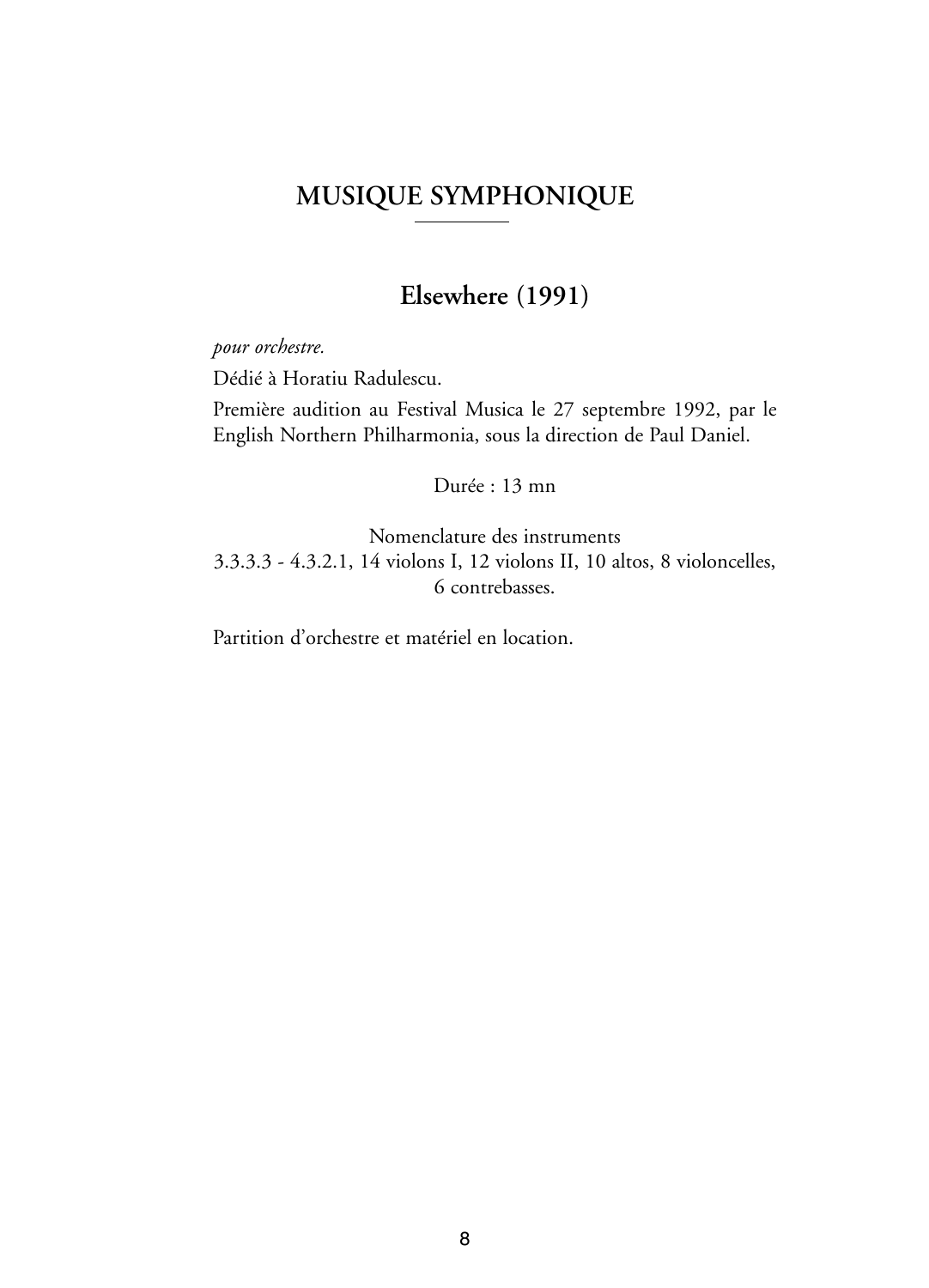# MUSIQUE SYMPHONIQUE

## Elsewhere (1991)

*pour orchestre.*

Dédié à Horatiu Radulescu.

Première audition au Festival Musica le 27 septembre 1992, par le English Northern Philharmonia, sous la direction de Paul Daniel.

Durée : 13 mn

Nomenclature des instruments
3.3.3.3 - 4.3.2.1, 14 violons I, 12 violons II, 10 altos, 8 violoncelles, 6 contrebasses.

Partition d'orchestre et matériel en location.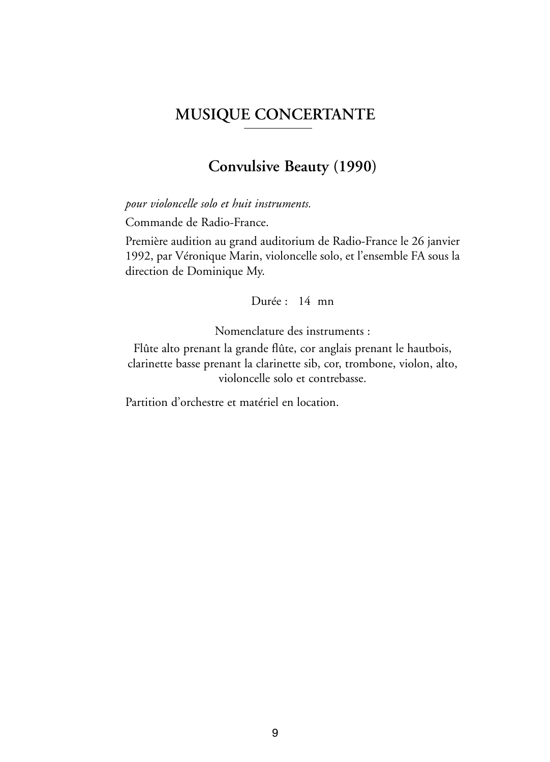# MUSIQUE CONCERTANTE

## Convulsive Beauty (1990)

*pour violoncelle solo et huit instruments.*

Commande de Radio-France.

Première audition au grand auditorium de Radio-France le 26 janvier 1992, par Véronique Marin, violoncelle solo, et l'ensemble FA sous la direction de Dominique My.

Durée : 14 mn

Nomenclature des instruments :

Flûte alto prenant la grande flûte, cor anglais prenant le hautbois, clarinette basse prenant la clarinette sib, cor, trombone, violon, alto, violoncelle solo et contrebasse.

Partition d'orchestre et matériel en location.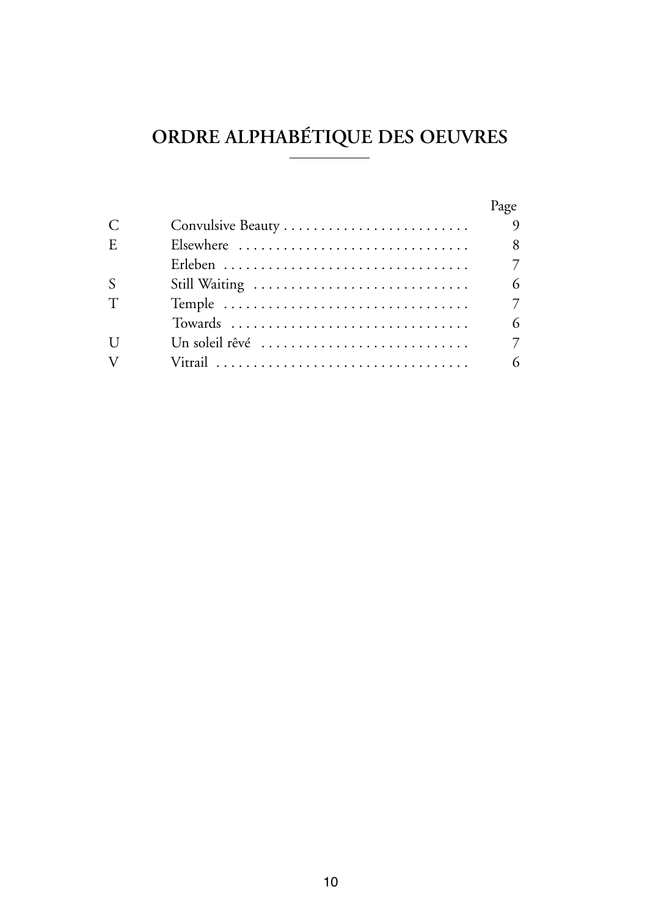# ORDRE ALPHABÉTIQUE DES OEUVRES

| | | Page |
|---|---|---|
| C | Convulsive Beauty | 9 |
| E | Elsewhere | 8 |
| | Erleben | 7 |
| S | Still Waiting | 6 |
| T | Temple | 7 |
| | Towards | 6 |
| U | Un soleil rêvé | 7 |
| V | Vitrail | 6 |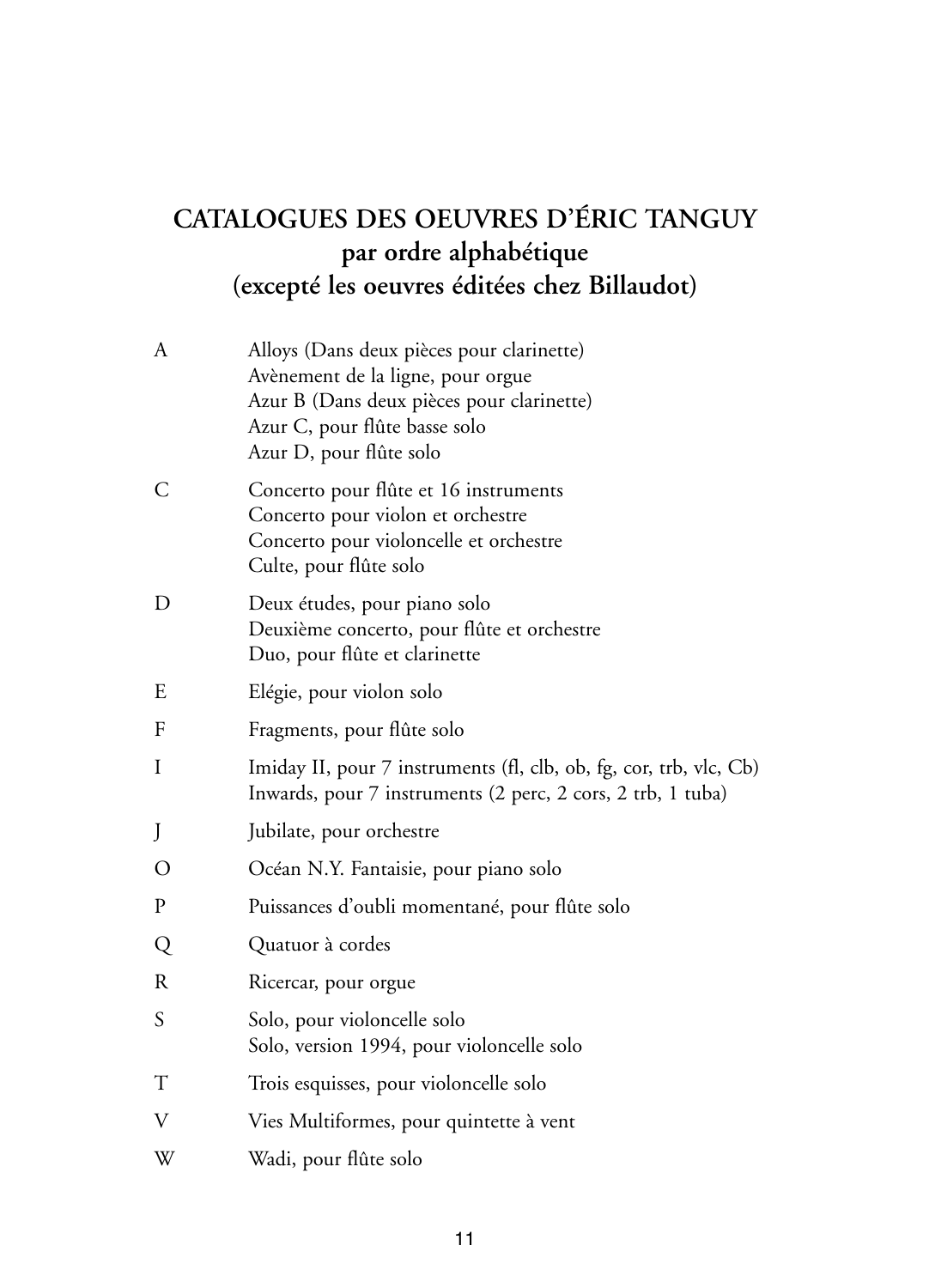# CATALOGUES DES OEUVRES D'ÉRIC TANGUY
## par ordre alphabétique
## (excepté les oeuvres éditées chez Billaudot)

| | |
|---|---|
| A | Alloys (Dans deux pièces pour clarinette)<br>Avènement de la ligne, pour orgue<br>Azur B (Dans deux pièces pour clarinette)<br>Azur C, pour flûte basse solo<br>Azur D, pour flûte solo |
| C | Concerto pour flûte et 16 instruments<br>Concerto pour violon et orchestre<br>Concerto pour violoncelle et orchestre<br>Culte, pour flûte solo |
| D | Deux études, pour piano solo<br>Deuxième concerto, pour flûte et orchestre<br>Duo, pour flûte et clarinette |
| E | Elégie, pour violon solo |
| F | Fragments, pour flûte solo |
| I | Imiday II, pour 7 instruments (fl, clb, ob, fg, cor, trb, vlc, Cb)<br>Inwards, pour 7 instruments (2 perc, 2 cors, 2 trb, 1 tuba) |
| J | Jubilate, pour orchestre |
| O | Océan N.Y. Fantaisie, pour piano solo |
| P | Puissances d'oubli momentané, pour flûte solo |
| Q | Quatuor à cordes |
| R | Ricercar, pour orgue |
| S | Solo, pour violoncelle solo<br>Solo, version 1994, pour violoncelle solo |
| T | Trois esquisses, pour violoncelle solo |
| V | Vies Multiformes, pour quintette à vent |
| W | Wadi, pour flûte solo |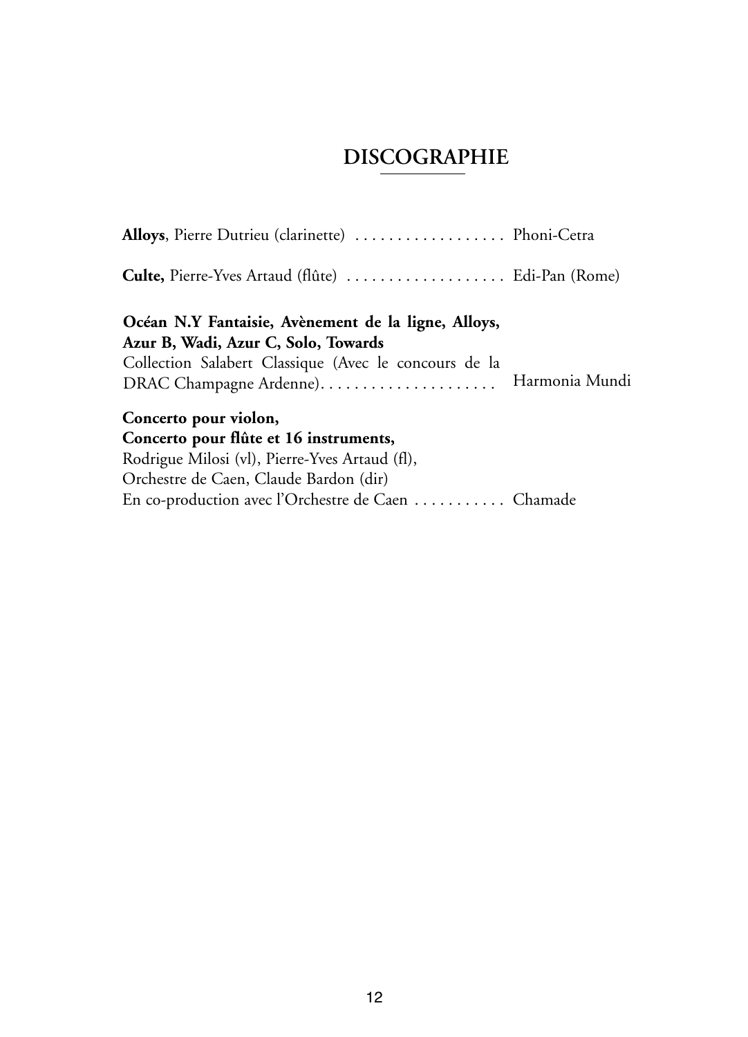## DISCOGRAPHIE

**Alloys**, Pierre Dutrieu (clarinette) .................. Phoni-Cetra

**Culte,** Pierre-Yves Artaud (flûte) ................... Edi-Pan (Rome)

**Océan N.Y Fantaisie, Avènement de la ligne, Alloys, Azur B, Wadi, Azur C, Solo, Towards**
Collection Salabert Classique (Avec le concours de la DRAC Champagne Ardenne)...................... Harmonia Mundi

**Concerto pour violon,**
**Concerto pour flûte et 16 instruments,**
Rodrigue Milosi (vl), Pierre-Yves Artaud (fl),
Orchestre de Caen, Claude Bardon (dir)
En co-production avec l'Orchestre de Caen ........... Chamade